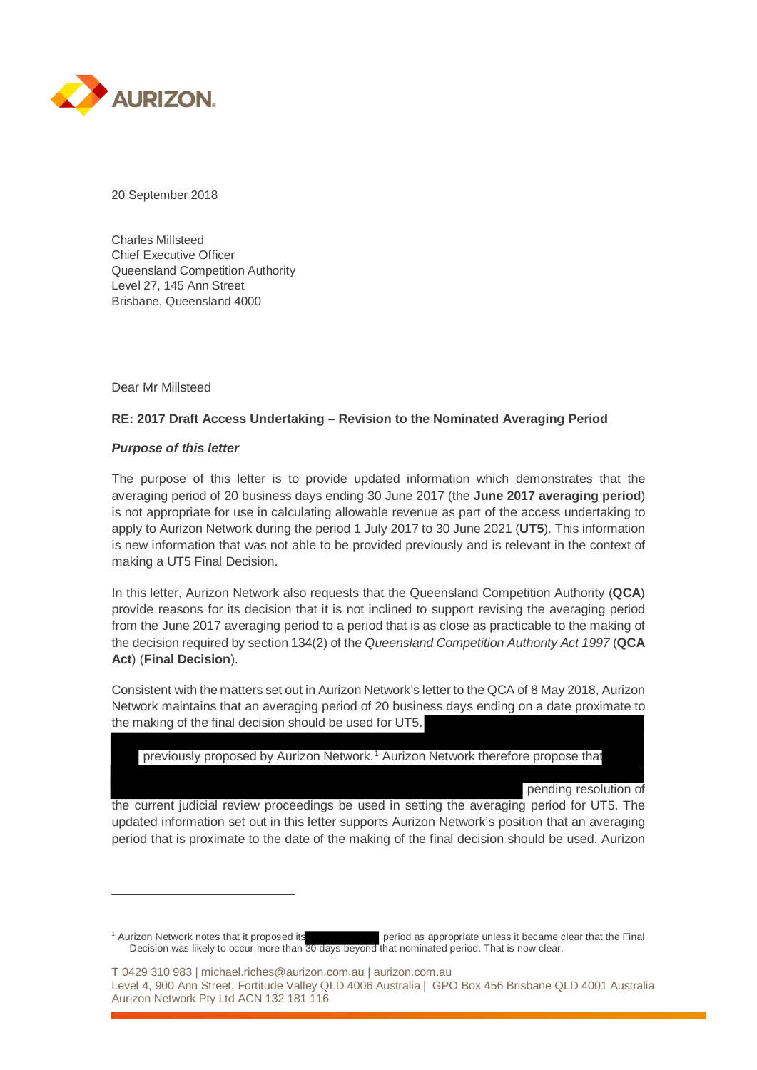20 September 2018

Charles Millsteed
Chief Executive Officer
Queensland Competition Authority
Level 27, 145 Ann Street
Brisbane, Queensland 4000

Dear Mr Millsteed

**RE: 2017 Draft Access Undertaking – Revision to the Nominated Averaging Period**

***Purpose of this letter***

The purpose of this letter is to provide updated information which demonstrates that the averaging period of 20 business days ending 30 June 2017 (the **June 2017 averaging period**) is not appropriate for use in calculating allowable revenue as part of the access undertaking to apply to Aurizon Network during the period 1 July 2017 to 30 June 2021 (**UT5**). This information is new information that was not able to be provided previously and is relevant in the context of making a UT5 Final Decision.

In this letter, Aurizon Network also requests that the Queensland Competition Authority (**QCA**) provide reasons for its decision that it is not inclined to support revising the averaging period from the June 2017 averaging period to a period that is as close as practicable to the making of the decision required by section 134(2) of the *Queensland Competition Authority Act 1997* (**QCA Act**) (**Final Decision**).

Consistent with the matters set out in Aurizon Network's letter to the QCA of 8 May 2018, Aurizon Network maintains that an averaging period of 20 business days ending on a date proximate to the making of the final decision should be used for UT5. [REDACTED] previously proposed by Aurizon Network.[1] Aurizon Network therefore propose that [REDACTED] pending resolution of the current judicial review proceedings be used in setting the averaging period for UT5. The updated information set out in this letter supports Aurizon Network's position that an averaging period that is proximate to the date of the making of the final decision should be used. Aurizon

[1] Aurizon Network notes that it proposed its [REDACTED] period as appropriate unless it became clear that the Final Decision was likely to occur more than 30 days beyond that nominated period. That is now clear.

T 0429 310 983 | michael.riches@aurizon.com.au | aurizon.com.au
Level 4, 900 Ann Street, Fortitude Valley QLD 4006 Australia | GPO Box 456 Brisbane QLD 4001 Australia
Aurizon Network Pty Ltd ACN 132 181 116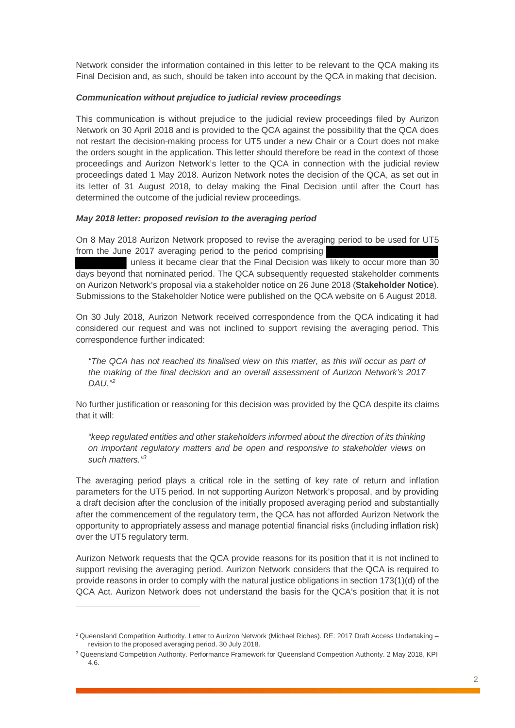Network consider the information contained in this letter to be relevant to the QCA making its Final Decision and, as such, should be taken into account by the QCA in making that decision.

***Communication without prejudice to judicial review proceedings***

This communication is without prejudice to the judicial review proceedings filed by Aurizon Network on 30 April 2018 and is provided to the QCA against the possibility that the QCA does not restart the decision-making process for UT5 under a new Chair or a Court does not make the orders sought in the application. This letter should therefore be read in the context of those proceedings and Aurizon Network's letter to the QCA in connection with the judicial review proceedings dated 1 May 2018. Aurizon Network notes the decision of the QCA, as set out in its letter of 31 August 2018, to delay making the Final Decision until after the Court has determined the outcome of the judicial review proceedings.

***May 2018 letter: proposed revision to the averaging period***

On 8 May 2018 Aurizon Network proposed to revise the averaging period to be used for UT5 from the June 2017 averaging period to the period comprising [redacted] unless it became clear that the Final Decision was likely to occur more than 30 days beyond that nominated period. The QCA subsequently requested stakeholder comments on Aurizon Network's proposal via a stakeholder notice on 26 June 2018 (**Stakeholder Notice**). Submissions to the Stakeholder Notice were published on the QCA website on 6 August 2018.

On 30 July 2018, Aurizon Network received correspondence from the QCA indicating it had considered our request and was not inclined to support revising the averaging period. This correspondence further indicated:

> *"The QCA has not reached its finalised view on this matter, as this will occur as part of the making of the final decision and an overall assessment of Aurizon Network's 2017 DAU."*[2]

No further justification or reasoning for this decision was provided by the QCA despite its claims that it will:

> *"keep regulated entities and other stakeholders informed about the direction of its thinking on important regulatory matters and be open and responsive to stakeholder views on such matters."*[3]

The averaging period plays a critical role in the setting of key rate of return and inflation parameters for the UT5 period. In not supporting Aurizon Network's proposal, and by providing a draft decision after the conclusion of the initially proposed averaging period and substantially after the commencement of the regulatory term, the QCA has not afforded Aurizon Network the opportunity to appropriately assess and manage potential financial risks (including inflation risk) over the UT5 regulatory term.

Aurizon Network requests that the QCA provide reasons for its position that it is not inclined to support revising the averaging period. Aurizon Network considers that the QCA is required to provide reasons in order to comply with the natural justice obligations in section 173(1)(d) of the QCA Act. Aurizon Network does not understand the basis for the QCA's position that it is not

---

[2] Queensland Competition Authority. Letter to Aurizon Network (Michael Riches). RE: 2017 Draft Access Undertaking – revision to the proposed averaging period. 30 July 2018.

[3] Queensland Competition Authority. Performance Framework for Queensland Competition Authority. 2 May 2018, KPI 4.6.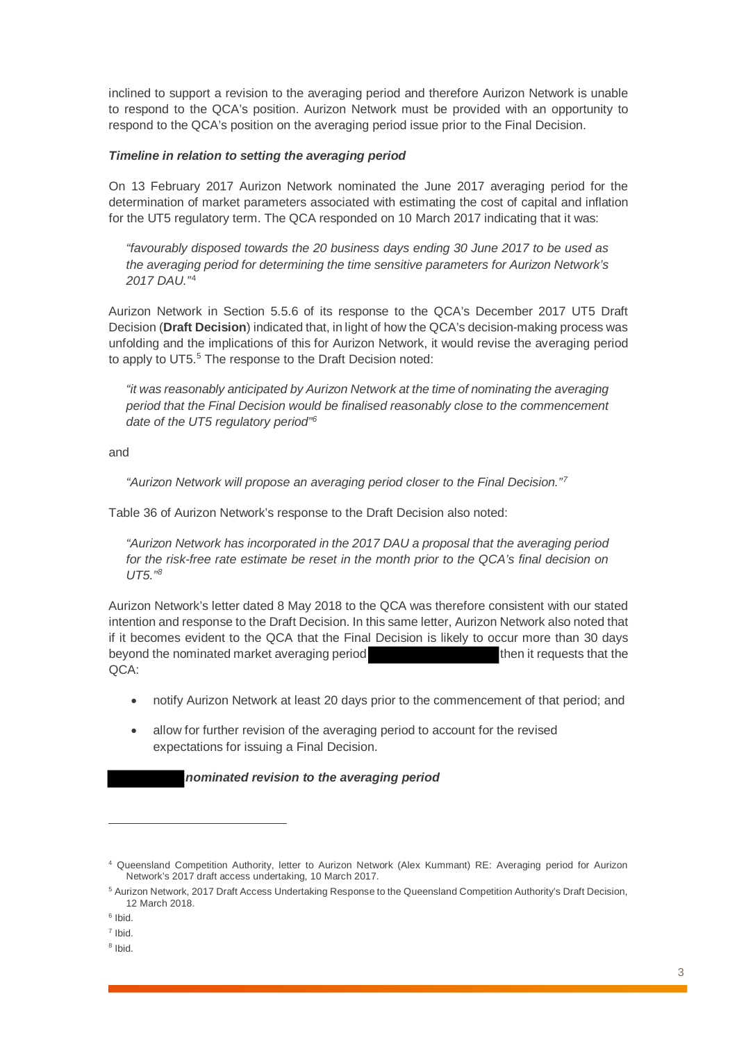inclined to support a revision to the averaging period and therefore Aurizon Network is unable to respond to the QCA's position. Aurizon Network must be provided with an opportunity to respond to the QCA's position on the averaging period issue prior to the Final Decision.

***Timeline in relation to setting the averaging period***

On 13 February 2017 Aurizon Network nominated the June 2017 averaging period for the determination of market parameters associated with estimating the cost of capital and inflation for the UT5 regulatory term. The QCA responded on 10 March 2017 indicating that it was:

> *"favourably disposed towards the 20 business days ending 30 June 2017 to be used as the averaging period for determining the time sensitive parameters for Aurizon Network's 2017 DAU."*[4]

Aurizon Network in Section 5.5.6 of its response to the QCA's December 2017 UT5 Draft Decision (**Draft Decision**) indicated that, in light of how the QCA's decision-making process was unfolding and the implications of this for Aurizon Network, it would revise the averaging period to apply to UT5.[5] The response to the Draft Decision noted:

> *"it was reasonably anticipated by Aurizon Network at the time of nominating the averaging period that the Final Decision would be finalised reasonably close to the commencement date of the UT5 regulatory period"*[6]

and

> *"Aurizon Network will propose an averaging period closer to the Final Decision."*[7]

Table 36 of Aurizon Network's response to the Draft Decision also noted:

> *"Aurizon Network has incorporated in the 2017 DAU a proposal that the averaging period for the risk-free rate estimate be reset in the month prior to the QCA's final decision on UT5."*[8]

Aurizon Network's letter dated 8 May 2018 to the QCA was therefore consistent with our stated intention and response to the Draft Decision. In this same letter, Aurizon Network also noted that if it becomes evident to the QCA that the Final Decision is likely to occur more than 30 days beyond the nominated market averaging period [REDACTED] then it requests that the QCA:

- notify Aurizon Network at least 20 days prior to the commencement of that period; and
- allow for further revision of the averaging period to account for the revised expectations for issuing a Final Decision.

***[REDACTED] nominated revision to the averaging period***

---

[4] Queensland Competition Authority, letter to Aurizon Network (Alex Kummant) RE: Averaging period for Aurizon Network's 2017 draft access undertaking, 10 March 2017.

[5] Aurizon Network, 2017 Draft Access Undertaking Response to the Queensland Competition Authority's Draft Decision, 12 March 2018.

[6] Ibid.

[7] Ibid.

[8] Ibid.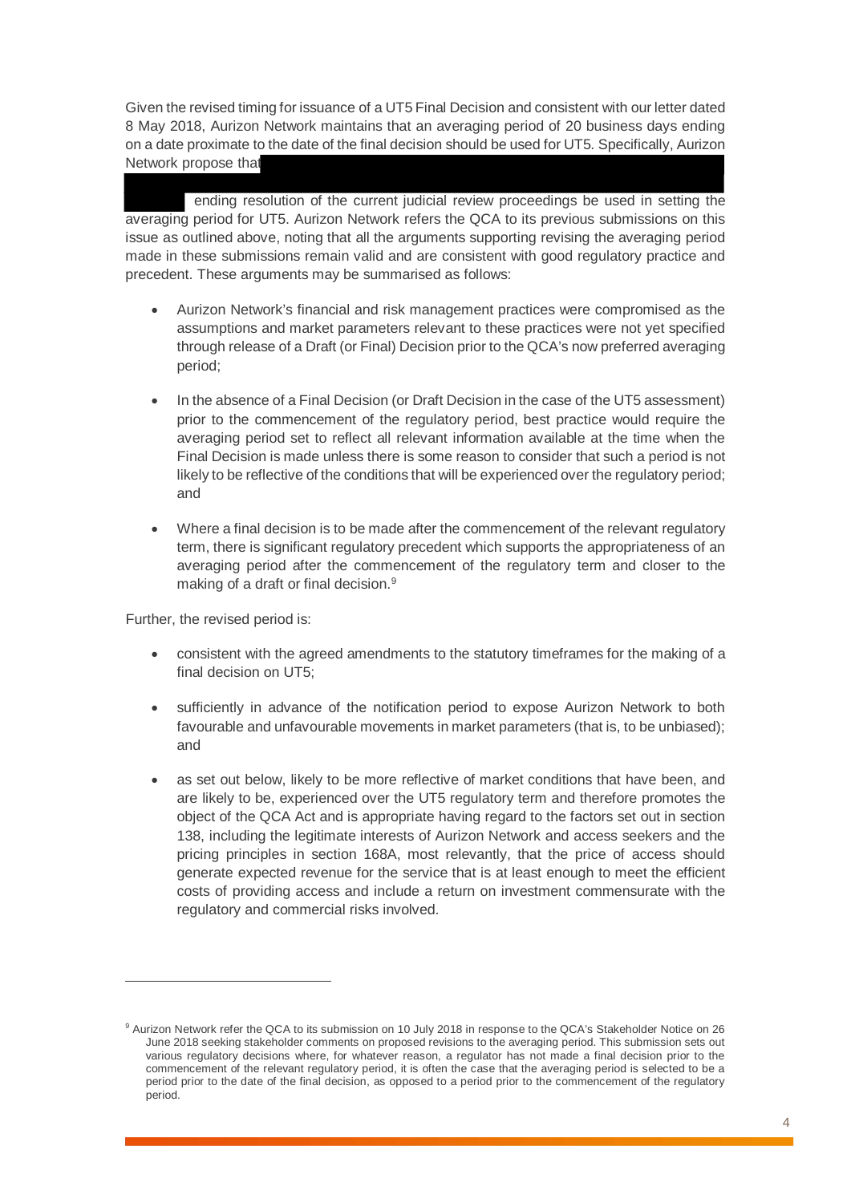Given the revised timing for issuance of a UT5 Final Decision and consistent with our letter dated 8 May 2018, Aurizon Network maintains that an averaging period of 20 business days ending on a date proximate to the date of the final decision should be used for UT5. Specifically, Aurizon Network propose that ending resolution of the current judicial review proceedings be used in setting the averaging period for UT5. Aurizon Network refers the QCA to its previous submissions on this issue as outlined above, noting that all the arguments supporting revising the averaging period made in these submissions remain valid and are consistent with good regulatory practice and precedent. These arguments may be summarised as follows:

- Aurizon Network's financial and risk management practices were compromised as the assumptions and market parameters relevant to these practices were not yet specified through release of a Draft (or Final) Decision prior to the QCA's now preferred averaging period;
- In the absence of a Final Decision (or Draft Decision in the case of the UT5 assessment) prior to the commencement of the regulatory period, best practice would require the averaging period set to reflect all relevant information available at the time when the Final Decision is made unless there is some reason to consider that such a period is not likely to be reflective of the conditions that will be experienced over the regulatory period; and
- Where a final decision is to be made after the commencement of the relevant regulatory term, there is significant regulatory precedent which supports the appropriateness of an averaging period after the commencement of the regulatory term and closer to the making of a draft or final decision.[9]

Further, the revised period is:

- consistent with the agreed amendments to the statutory timeframes for the making of a final decision on UT5;
- sufficiently in advance of the notification period to expose Aurizon Network to both favourable and unfavourable movements in market parameters (that is, to be unbiased); and
- as set out below, likely to be more reflective of market conditions that have been, and are likely to be, experienced over the UT5 regulatory term and therefore promotes the object of the QCA Act and is appropriate having regard to the factors set out in section 138, including the legitimate interests of Aurizon Network and access seekers and the pricing principles in section 168A, most relevantly, that the price of access should generate expected revenue for the service that is at least enough to meet the efficient costs of providing access and include a return on investment commensurate with the regulatory and commercial risks involved.

---

[9] Aurizon Network refer the QCA to its submission on 10 July 2018 in response to the QCA's Stakeholder Notice on 26 June 2018 seeking stakeholder comments on proposed revisions to the averaging period. This submission sets out various regulatory decisions where, for whatever reason, a regulator has not made a final decision prior to the commencement of the relevant regulatory period, it is often the case that the averaging period is selected to be a period prior to the date of the final decision, as opposed to a period prior to the commencement of the regulatory period.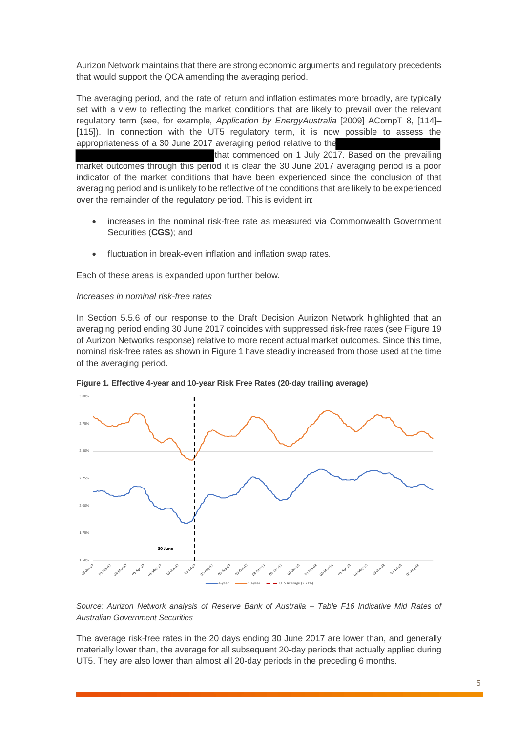Aurizon Network maintains that there are strong economic arguments and regulatory precedents that would support the QCA amending the averaging period.

The averaging period, and the rate of return and inflation estimates more broadly, are typically set with a view to reflecting the market conditions that are likely to prevail over the relevant regulatory term (see, for example, *Application by EnergyAustralia* [2009] ACompT 8, [114]–[115]). In connection with the UT5 regulatory term, it is now possible to assess the appropriateness of a 30 June 2017 averaging period relative to the that commenced on 1 July 2017. Based on the prevailing market outcomes through this period it is clear the 30 June 2017 averaging period is a poor indicator of the market conditions that have been experienced since the conclusion of that averaging period and is unlikely to be reflective of the conditions that are likely to be experienced over the remainder of the regulatory period. This is evident in:

- increases in the nominal risk-free rate as measured via Commonwealth Government Securities (**CGS**); and
- fluctuation in break-even inflation and inflation swap rates.

Each of these areas is expanded upon further below.

*Increases in nominal risk-free rates*

In Section 5.5.6 of our response to the Draft Decision Aurizon Network highlighted that an averaging period ending 30 June 2017 coincides with suppressed risk-free rates (see Figure 19 of Aurizon Networks response) relative to more recent actual market outcomes. Since this time, nominal risk-free rates as shown in Figure 1 have steadily increased from those used at the time of the averaging period.

**Figure 1. Effective 4-year and 10-year Risk Free Rates (20-day trailing average)**

3.00%
2.75%
2.50%
2.25%
2.00%
1.75%
1.50%

30 June

03-Jan-17
03-Feb-17
03-Mar-17
03-Apr-17
03-May-17
03-Jun-17
03-Jul-17
03-Aug-17
03-Sep-17
03-Oct-17
03-Nov-17
03-Dec-17
03-Jan-18
03-Feb-18
03-Mar-18
03-Apr-18
03-May-18
03-Jun-18
03-Jul-18
03-Aug-18

4-year
10-year
UT5 Average (2.71%)

*Source: Aurizon Network analysis of Reserve Bank of Australia – Table F16 Indicative Mid Rates of Australian Government Securities*

The average risk-free rates in the 20 days ending 30 June 2017 are lower than, and generally materially lower than, the average for all subsequent 20-day periods that actually applied during UT5. They are also lower than almost all 20-day periods in the preceding 6 months.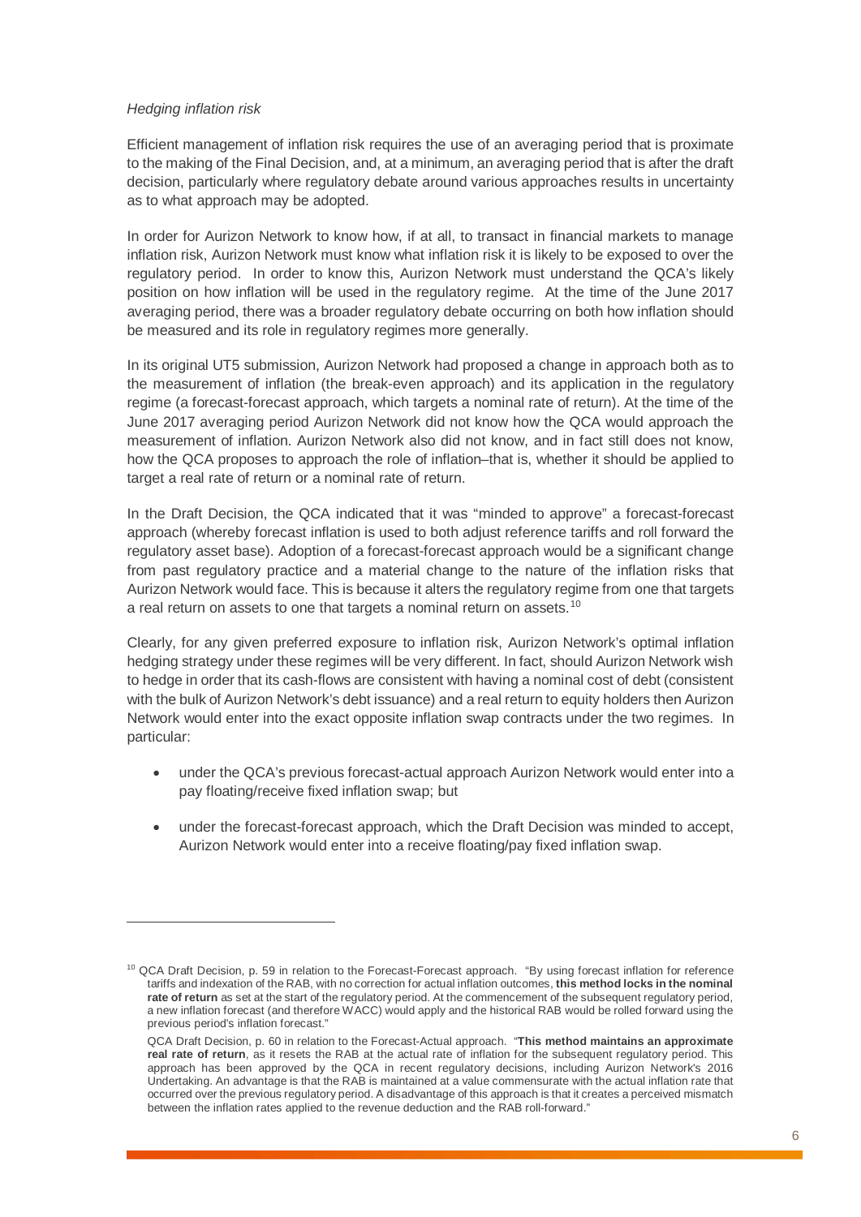*Hedging inflation risk*

Efficient management of inflation risk requires the use of an averaging period that is proximate to the making of the Final Decision, and, at a minimum, an averaging period that is after the draft decision, particularly where regulatory debate around various approaches results in uncertainty as to what approach may be adopted.

In order for Aurizon Network to know how, if at all, to transact in financial markets to manage inflation risk, Aurizon Network must know what inflation risk it is likely to be exposed to over the regulatory period. In order to know this, Aurizon Network must understand the QCA's likely position on how inflation will be used in the regulatory regime. At the time of the June 2017 averaging period, there was a broader regulatory debate occurring on both how inflation should be measured and its role in regulatory regimes more generally.

In its original UT5 submission, Aurizon Network had proposed a change in approach both as to the measurement of inflation (the break-even approach) and its application in the regulatory regime (a forecast-forecast approach, which targets a nominal rate of return). At the time of the June 2017 averaging period Aurizon Network did not know how the QCA would approach the measurement of inflation. Aurizon Network also did not know, and in fact still does not know, how the QCA proposes to approach the role of inflation–that is, whether it should be applied to target a real rate of return or a nominal rate of return.

In the Draft Decision, the QCA indicated that it was "minded to approve" a forecast-forecast approach (whereby forecast inflation is used to both adjust reference tariffs and roll forward the regulatory asset base). Adoption of a forecast-forecast approach would be a significant change from past regulatory practice and a material change to the nature of the inflation risks that Aurizon Network would face. This is because it alters the regulatory regime from one that targets a real return on assets to one that targets a nominal return on assets.[10]

Clearly, for any given preferred exposure to inflation risk, Aurizon Network's optimal inflation hedging strategy under these regimes will be very different. In fact, should Aurizon Network wish to hedge in order that its cash-flows are consistent with having a nominal cost of debt (consistent with the bulk of Aurizon Network's debt issuance) and a real return to equity holders then Aurizon Network would enter into the exact opposite inflation swap contracts under the two regimes. In particular:

- under the QCA's previous forecast-actual approach Aurizon Network would enter into a pay floating/receive fixed inflation swap; but
- under the forecast-forecast approach, which the Draft Decision was minded to accept, Aurizon Network would enter into a receive floating/pay fixed inflation swap.

---

[10] QCA Draft Decision, p. 59 in relation to the Forecast-Forecast approach. "By using forecast inflation for reference tariffs and indexation of the RAB, with no correction for actual inflation outcomes, **this method locks in the nominal rate of return** as set at the start of the regulatory period. At the commencement of the subsequent regulatory period, a new inflation forecast (and therefore WACC) would apply and the historical RAB would be rolled forward using the previous period's inflation forecast."

QCA Draft Decision, p. 60 in relation to the Forecast-Actual approach. "**This method maintains an approximate real rate of return**, as it resets the RAB at the actual rate of inflation for the subsequent regulatory period. This approach has been approved by the QCA in recent regulatory decisions, including Aurizon Network's 2016 Undertaking. An advantage is that the RAB is maintained at a value commensurate with the actual inflation rate that occurred over the previous regulatory period. A disadvantage of this approach is that it creates a perceived mismatch between the inflation rates applied to the revenue deduction and the RAB roll-forward."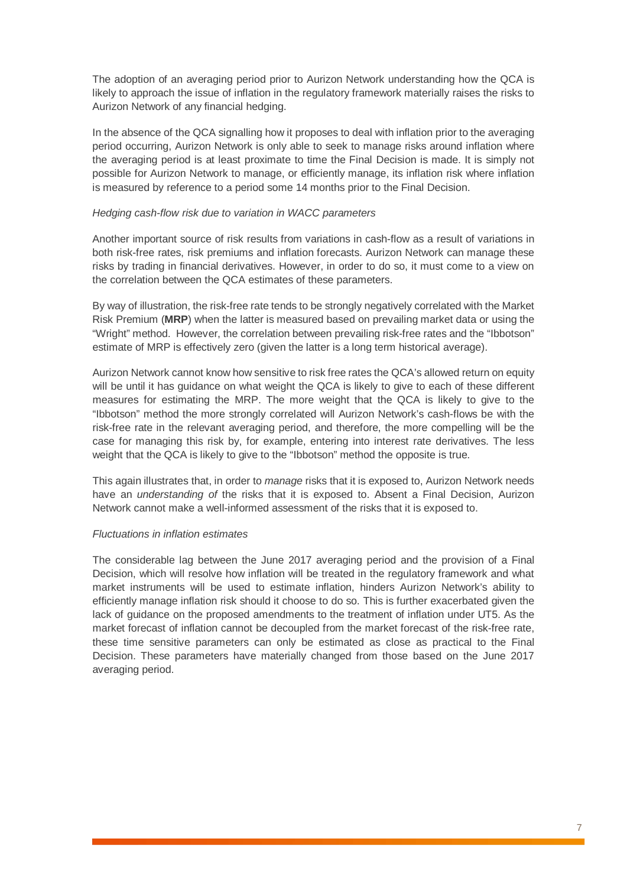The adoption of an averaging period prior to Aurizon Network understanding how the QCA is likely to approach the issue of inflation in the regulatory framework materially raises the risks to Aurizon Network of any financial hedging.

In the absence of the QCA signalling how it proposes to deal with inflation prior to the averaging period occurring, Aurizon Network is only able to seek to manage risks around inflation where the averaging period is at least proximate to time the Final Decision is made. It is simply not possible for Aurizon Network to manage, or efficiently manage, its inflation risk where inflation is measured by reference to a period some 14 months prior to the Final Decision.

*Hedging cash-flow risk due to variation in WACC parameters*

Another important source of risk results from variations in cash-flow as a result of variations in both risk-free rates, risk premiums and inflation forecasts. Aurizon Network can manage these risks by trading in financial derivatives. However, in order to do so, it must come to a view on the correlation between the QCA estimates of these parameters.

By way of illustration, the risk-free rate tends to be strongly negatively correlated with the Market Risk Premium (**MRP**) when the latter is measured based on prevailing market data or using the "Wright" method. However, the correlation between prevailing risk-free rates and the "Ibbotson" estimate of MRP is effectively zero (given the latter is a long term historical average).

Aurizon Network cannot know how sensitive to risk free rates the QCA's allowed return on equity will be until it has guidance on what weight the QCA is likely to give to each of these different measures for estimating the MRP. The more weight that the QCA is likely to give to the "Ibbotson" method the more strongly correlated will Aurizon Network's cash-flows be with the risk-free rate in the relevant averaging period, and therefore, the more compelling will be the case for managing this risk by, for example, entering into interest rate derivatives. The less weight that the QCA is likely to give to the "Ibbotson" method the opposite is true.

This again illustrates that, in order to *manage* risks that it is exposed to, Aurizon Network needs have an *understanding of* the risks that it is exposed to. Absent a Final Decision, Aurizon Network cannot make a well-informed assessment of the risks that it is exposed to.

*Fluctuations in inflation estimates*

The considerable lag between the June 2017 averaging period and the provision of a Final Decision, which will resolve how inflation will be treated in the regulatory framework and what market instruments will be used to estimate inflation, hinders Aurizon Network's ability to efficiently manage inflation risk should it choose to do so. This is further exacerbated given the lack of guidance on the proposed amendments to the treatment of inflation under UT5. As the market forecast of inflation cannot be decoupled from the market forecast of the risk-free rate, these time sensitive parameters can only be estimated as close as practical to the Final Decision. These parameters have materially changed from those based on the June 2017 averaging period.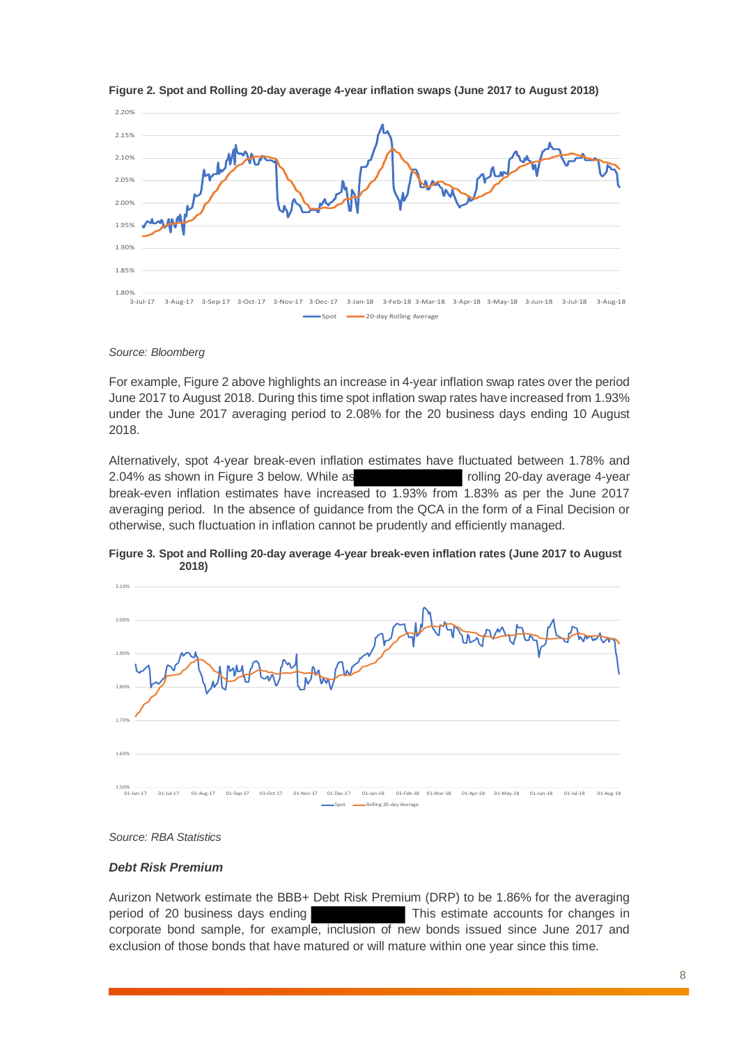**Figure 2. Spot and Rolling 20-day average 4-year inflation swaps (June 2017 to August 2018)**

*Source: Bloomberg*

For example, Figure 2 above highlights an increase in 4-year inflation swap rates over the period June 2017 to August 2018. During this time spot inflation swap rates have increased from 1.93% under the June 2017 averaging period to 2.08% for the 20 business days ending 10 August 2018.

Alternatively, spot 4-year break-even inflation estimates have fluctuated between 1.78% and 2.04% as shown in Figure 3 below. While as [redacted] rolling 20-day average 4-year break-even inflation estimates have increased to 1.93% from 1.83% as per the June 2017 averaging period. In the absence of guidance from the QCA in the form of a Final Decision or otherwise, such fluctuation in inflation cannot be prudently and efficiently managed.

**Figure 3. Spot and Rolling 20-day average 4-year break-even inflation rates (June 2017 to August 2018)**

*Source: RBA Statistics*

***Debt Risk Premium***

Aurizon Network estimate the BBB+ Debt Risk Premium (DRP) to be 1.86% for the averaging period of 20 business days ending [redacted] This estimate accounts for changes in corporate bond sample, for example, inclusion of new bonds issued since June 2017 and exclusion of those bonds that have matured or will mature within one year since this time.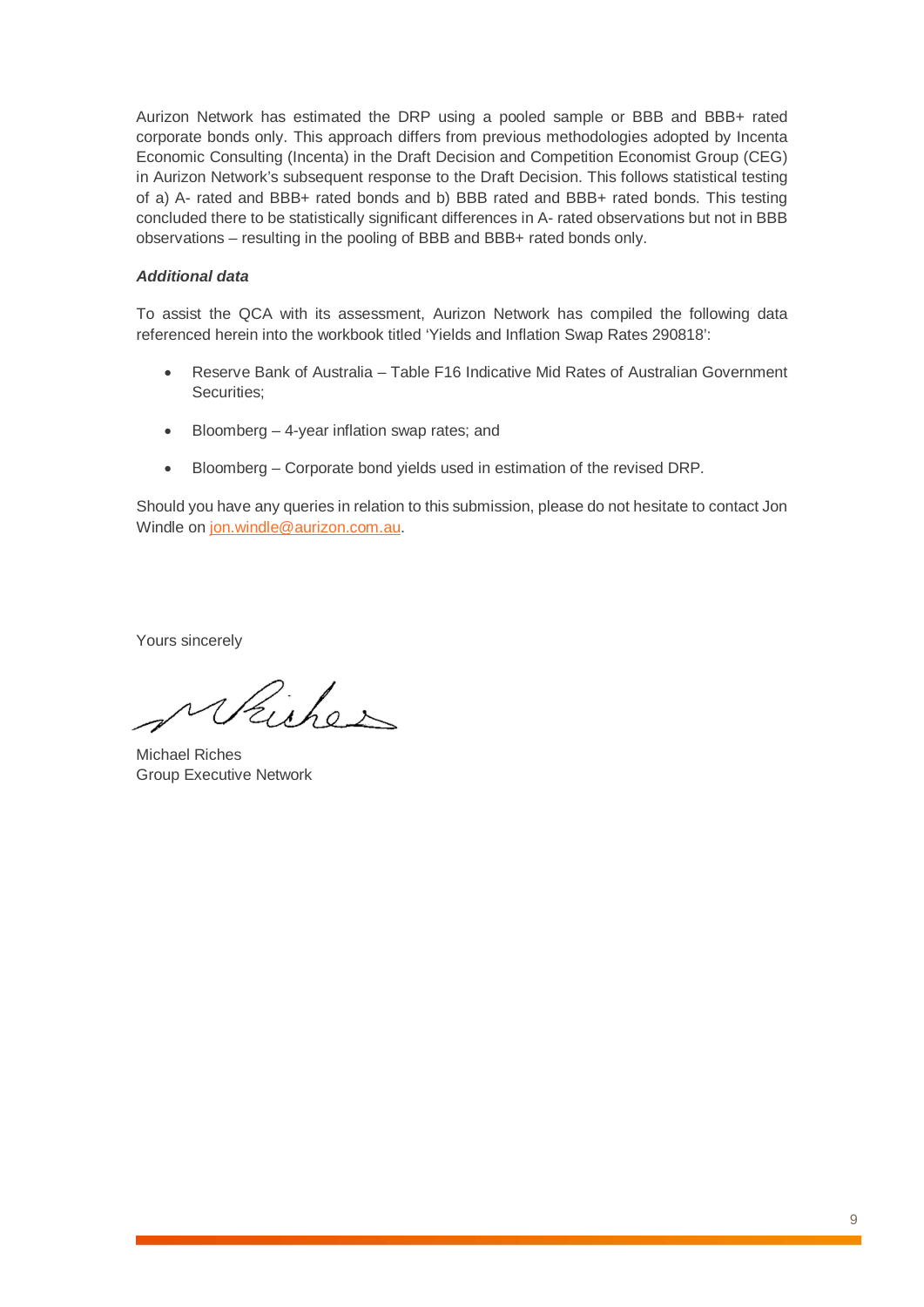Aurizon Network has estimated the DRP using a pooled sample or BBB and BBB+ rated corporate bonds only. This approach differs from previous methodologies adopted by Incenta Economic Consulting (Incenta) in the Draft Decision and Competition Economist Group (CEG) in Aurizon Network's subsequent response to the Draft Decision. This follows statistical testing of a) A- rated and BBB+ rated bonds and b) BBB rated and BBB+ rated bonds. This testing concluded there to be statistically significant differences in A- rated observations but not in BBB observations – resulting in the pooling of BBB and BBB+ rated bonds only.

***Additional data***

To assist the QCA with its assessment, Aurizon Network has compiled the following data referenced herein into the workbook titled 'Yields and Inflation Swap Rates 290818':

- Reserve Bank of Australia – Table F16 Indicative Mid Rates of Australian Government Securities;
- Bloomberg – 4-year inflation swap rates; and
- Bloomberg – Corporate bond yields used in estimation of the revised DRP.

Should you have any queries in relation to this submission, please do not hesitate to contact Jon Windle on jon.windle@aurizon.com.au.

Yours sincerely

Michael Riches
Group Executive Network